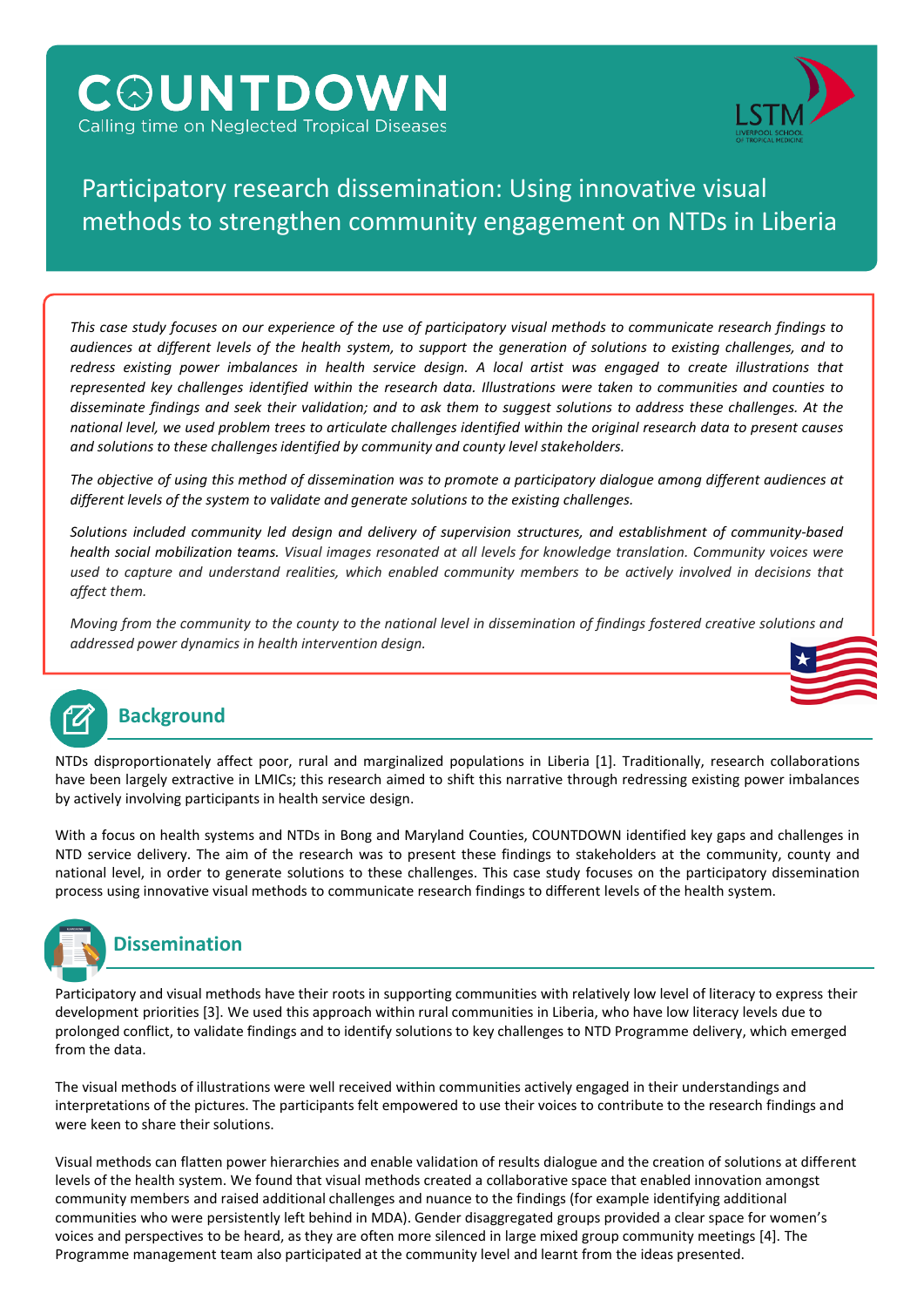# COUNTDOWN

Calling time on Neglected Tropical Diseases

LSTM LIVERPOOL SCHOOL OF TROPICAL MEDICINE

# Participatory research dissemination: Using innovative visual methods to strengthen community engagement on NTDs in Liberia

*This case study focuses on our experience of the use of participatory visual methods to communicate research findings to audiences at different levels of the health system, to support the generation of solutions to existing challenges, and to redress existing power imbalances in health service design. A local artist was engaged to create illustrations that represented key challenges identified within the research data. Illustrations were taken to communities and counties to disseminate findings and seek their validation; and to ask them to suggest solutions to address these challenges. At the national level, we used problem trees to articulate challenges identified within the original research data to present causes and solutions to these challenges identified by community and county level stakeholders.*

*The objective of using this method of dissemination was to promote a participatory dialogue among different audiences at different levels of the system to validate and generate solutions to the existing challenges.*

*Solutions included community led design and delivery of supervision structures, and establishment of community-based health social mobilization teams. Visual images resonated at all levels for knowledge translation. Community voices were used to capture and understand realities, which enabled community members to be actively involved in decisions that affect them.*

*Moving from the community to the county to the national level in dissemination of findings fostered creative solutions and addressed power dynamics in health intervention design.*

## Background

NTDs disproportionately affect poor, rural and marginalized populations in Liberia [1]. Traditionally, research collaborations have been largely extractive in LMICs; this research aimed to shift this narrative through redressing existing power imbalances by actively involving participants in health service design.

With a focus on health systems and NTDs in Bong and Maryland Counties, COUNTDOWN identified key gaps and challenges in NTD service delivery. The aim of the research was to present these findings to stakeholders at the community, county and national level, in order to generate solutions to these challenges. This case study focuses on the participatory dissemination process using innovative visual methods to communicate research findings to different levels of the health system.

## Dissemination

Participatory and visual methods have their roots in supporting communities with relatively low level of literacy to express their development priorities [3]. We used this approach within rural communities in Liberia, who have low literacy levels due to prolonged conflict, to validate findings and to identify solutions to key challenges to NTD Programme delivery, which emerged from the data.

The visual methods of illustrations were well received within communities actively engaged in their understandings and interpretations of the pictures. The participants felt empowered to use their voices to contribute to the research findings and were keen to share their solutions.

Visual methods can flatten power hierarchies and enable validation of results dialogue and the creation of solutions at different levels of the health system. We found that visual methods created a collaborative space that enabled innovation amongst community members and raised additional challenges and nuance to the findings (for example identifying additional communities who were persistently left behind in MDA). Gender disaggregated groups provided a clear space for women's voices and perspectives to be heard, as they are often more silenced in large mixed group community meetings [4]. The Programme management team also participated at the community level and learnt from the ideas presented.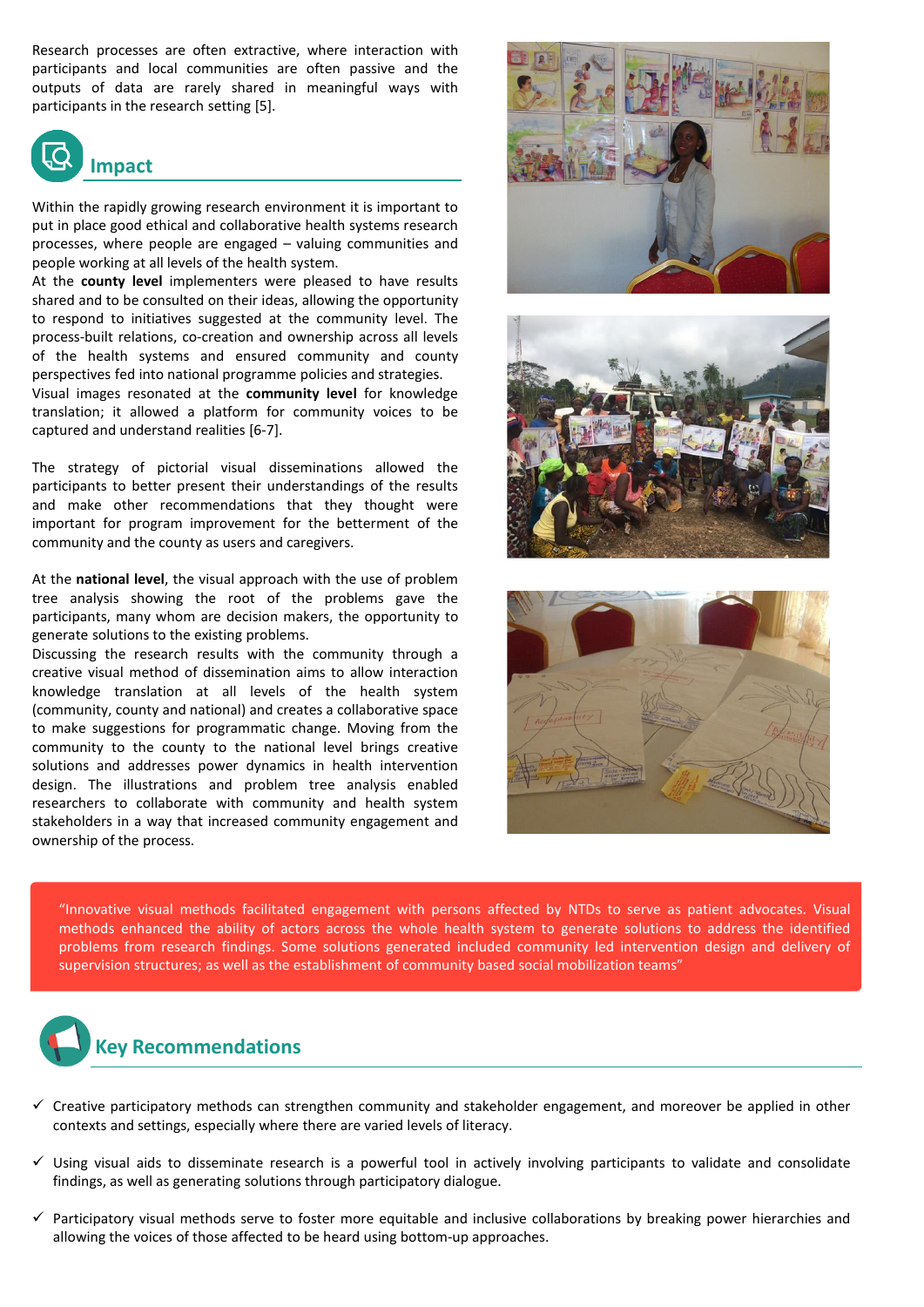Research processes are often extractive, where interaction with participants and local communities are often passive and the outputs of data are rarely shared in meaningful ways with participants in the research setting [5].

## Impact

Within the rapidly growing research environment it is important to put in place good ethical and collaborative health systems research processes, where people are engaged – valuing communities and people working at all levels of the health system.

At the **county level** implementers were pleased to have results shared and to be consulted on their ideas, allowing the opportunity to respond to initiatives suggested at the community level. The process-built relations, co-creation and ownership across all levels of the health systems and ensured community and county perspectives fed into national programme policies and strategies.

Visual images resonated at the **community level** for knowledge translation; it allowed a platform for community voices to be captured and understand realities [6-7].

The strategy of pictorial visual disseminations allowed the participants to better present their understandings of the results and make other recommendations that they thought were important for program improvement for the betterment of the community and the county as users and caregivers.

At the **national level**, the visual approach with the use of problem tree analysis showing the root of the problems gave the participants, many whom are decision makers, the opportunity to generate solutions to the existing problems.

Discussing the research results with the community through a creative visual method of dissemination aims to allow interaction knowledge translation at all levels of the health system (community, county and national) and creates a collaborative space to make suggestions for programmatic change. Moving from the community to the county to the national level brings creative solutions and addresses power dynamics in health intervention design. The illustrations and problem tree analysis enabled researchers to collaborate with community and health system stakeholders in a way that increased community engagement and ownership of the process.

"Innovative visual methods facilitated engagement with persons affected by NTDs to serve as patient advocates. Visual methods enhanced the ability of actors across the whole health system to generate solutions to address the identified problems from research findings. Some solutions generated included community led intervention design and delivery of supervision structures; as well as the establishment of community based social mobilization teams"

## Key Recommendations

- ✓ Creative participatory methods can strengthen community and stakeholder engagement, and moreover be applied in other contexts and settings, especially where there are varied levels of literacy.
- ✓ Using visual aids to disseminate research is a powerful tool in actively involving participants to validate and consolidate findings, as well as generating solutions through participatory dialogue.
- ✓ Participatory visual methods serve to foster more equitable and inclusive collaborations by breaking power hierarchies and allowing the voices of those affected to be heard using bottom-up approaches.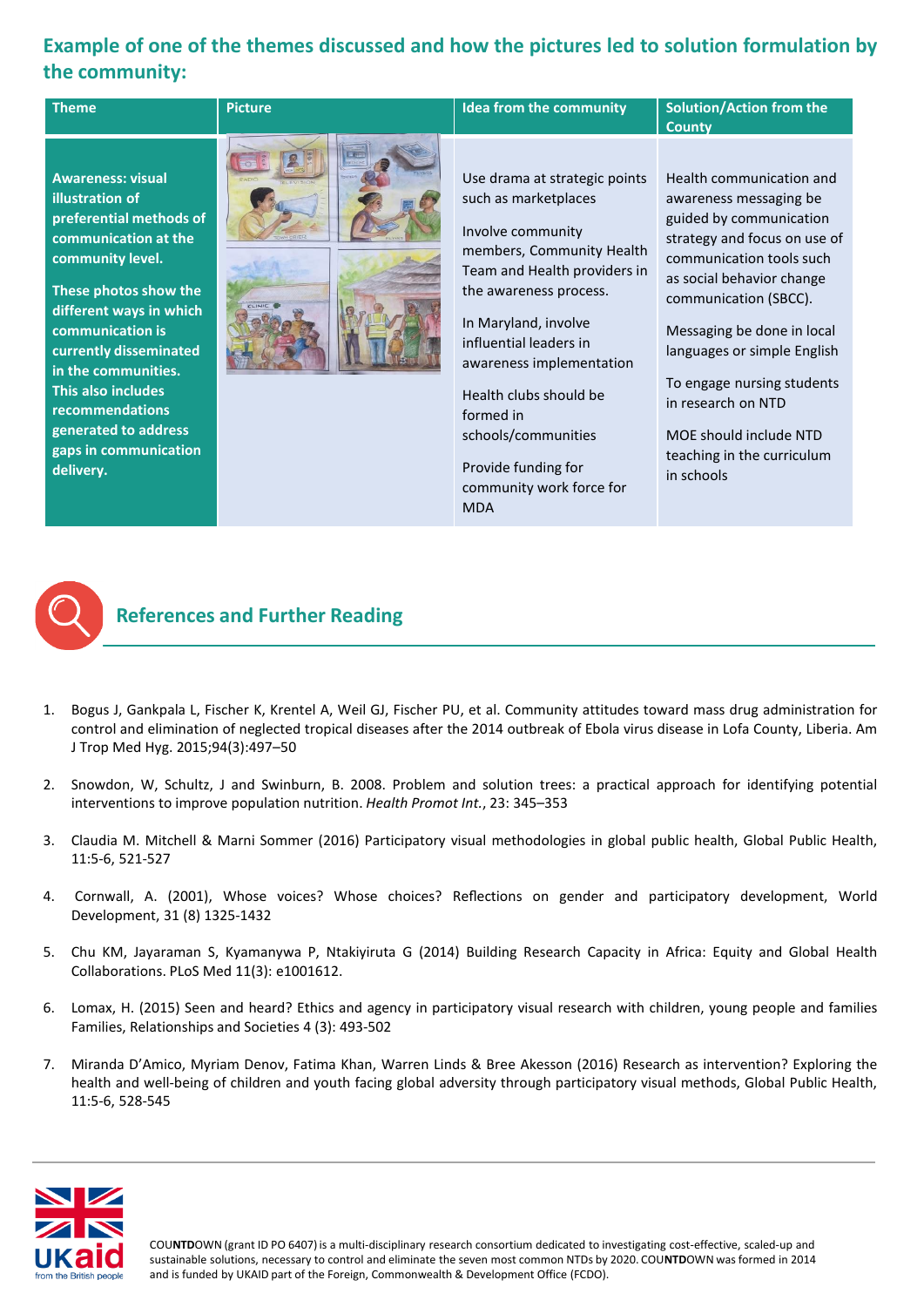## Example of one of the themes discussed and how the pictures led to solution formulation by the community:

| Theme | Picture | Idea from the community | Solution/Action from the County |
|---|---|---|---|
| **Awareness: visual illustration of preferential methods of communication at the community level.** **These photos show the different ways in which communication is currently disseminated in the communities. This also includes recommendations generated to address gaps in communication delivery.** | | Use drama at strategic points such as marketplaces<br><br>Involve community members, Community Health Team and Health providers in the awareness process.<br><br>In Maryland, involve influential leaders in awareness implementation<br><br>Health clubs should be formed in schools/communities<br><br>Provide funding for community work force for MDA | Health communication and awareness messaging be guided by communication strategy and focus on use of communication tools such as social behavior change communication (SBCC).<br><br>Messaging be done in local languages or simple English<br><br>To engage nursing students in research on NTD<br><br>MOE should include NTD teaching in the curriculum in schools |

## References and Further Reading

1. Bogus J, Gankpala L, Fischer K, Krentel A, Weil GJ, Fischer PU, et al. Community attitudes toward mass drug administration for control and elimination of neglected tropical diseases after the 2014 outbreak of Ebola virus disease in Lofa County, Liberia. Am J Trop Med Hyg. 2015;94(3):497–50

2. Snowdon, W, Schultz, J and Swinburn, B. 2008. Problem and solution trees: a practical approach for identifying potential interventions to improve population nutrition. *Health Promot Int.*, 23: 345–353

3. Claudia M. Mitchell & Marni Sommer (2016) Participatory visual methodologies in global public health, Global Public Health, 11:5-6, 521-527

4. Cornwall, A. (2001), Whose voices? Whose choices? Reflections on gender and participatory development, World Development, 31 (8) 1325-1432

5. Chu KM, Jayaraman S, Kyamanywa P, Ntakiyiruta G (2014) Building Research Capacity in Africa: Equity and Global Health Collaborations. PLoS Med 11(3): e1001612.

6. Lomax, H. (2015) Seen and heard? Ethics and agency in participatory visual research with children, young people and families Families, Relationships and Societies 4 (3): 493-502

7. Miranda D'Amico, Myriam Denov, Fatima Khan, Warren Linds & Bree Akesson (2016) Research as intervention? Exploring the health and well-being of children and youth facing global adversity through participatory visual methods, Global Public Health, 11:5-6, 528-545

UKaid from the British people

COU**NTD**OWN (grant ID PO 6407) is a multi-disciplinary research consortium dedicated to investigating cost-effective, scaled-up and sustainable solutions, necessary to control and eliminate the seven most common NTDs by 2020. COU**NTD**OWN was formed in 2014 and is funded by UKAID part of the Foreign, Commonwealth & Development Office (FCDO).